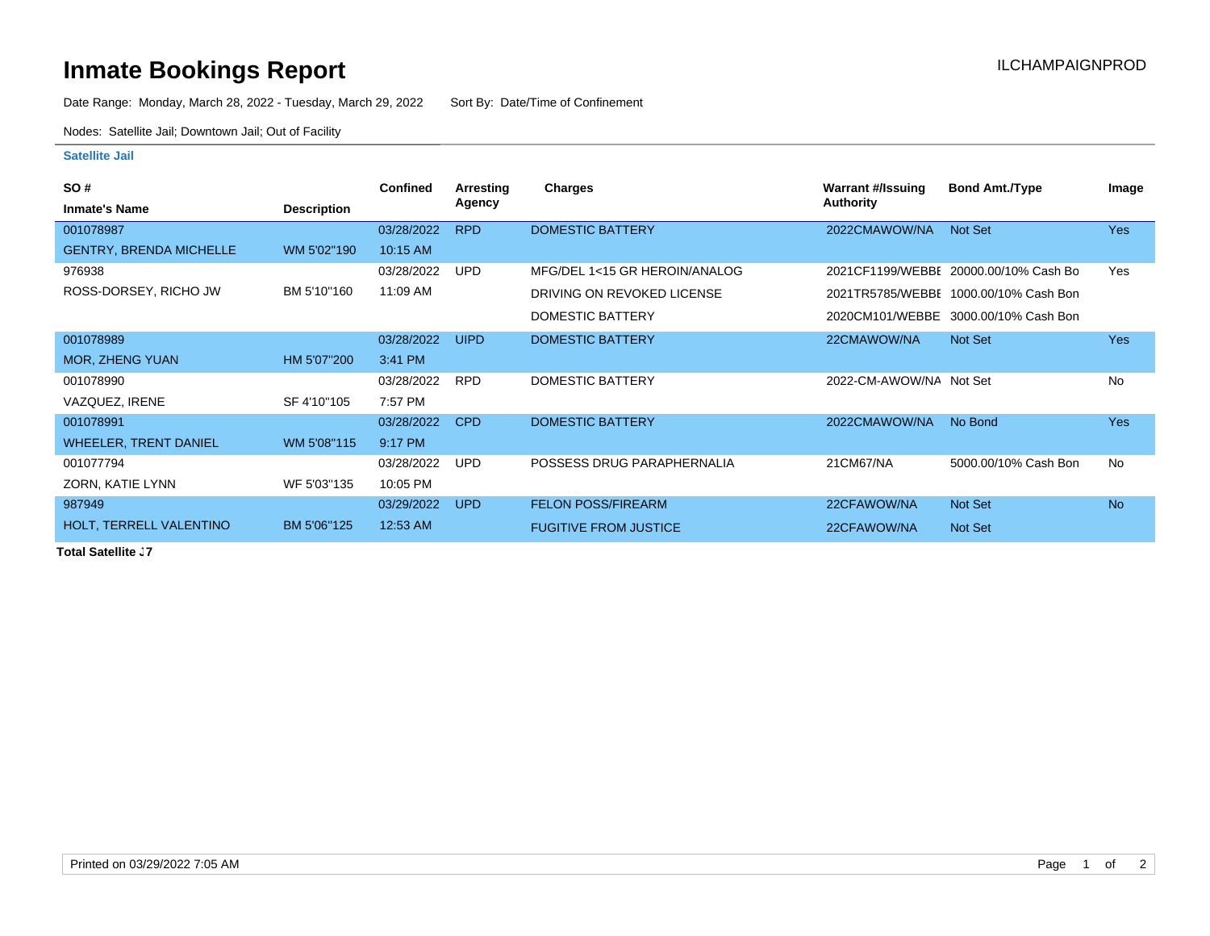# Inmate Bookings Report

ILCHAMPAIGNPROD

Date Range: Monday, March 28, 2022 - Tuesday, March 29, 2022 Sort By: Date/Time of Confinement

Nodes: Satellite Jail; Downtown Jail; Out of Facility

**Satellite Jail**

| SO # / Inmate's Name | Description | Confined | Arresting Agency | Charges | Warrant #/Issuing Authority | Bond Amt./Type | Image |
|---|---|---|---|---|---|---|---|
| 001078987 | | 03/28/2022 | RPD | DOMESTIC BATTERY | 2022CMAWOW/NA | Not Set | Yes |
| GENTRY, BRENDA MICHELLE | WM 5'02"190 | 10:15 AM | | | | | |
| 976938 | | 03/28/2022 | UPD | MFG/DEL 1<15 GR HEROIN/ANALOG | 2021CF1199/WEBBE | 20000.00/10% Cash Bo | Yes |
| ROSS-DORSEY, RICHO JW | BM 5'10"160 | 11:09 AM | | DRIVING ON REVOKED LICENSE | 2021TR5785/WEBBE | 1000.00/10% Cash Bon | |
| | | | | DOMESTIC BATTERY | 2020CM101/WEBBE | 3000.00/10% Cash Bon | |
| 001078989 | | 03/28/2022 | UIPD | DOMESTIC BATTERY | 22CMAWOW/NA | Not Set | Yes |
| MOR, ZHENG YUAN | HM 5'07"200 | 3:41 PM | | | | | |
| 001078990 | | 03/28/2022 | RPD | DOMESTIC BATTERY | 2022-CM-AWOW/NA | Not Set | No |
| VAZQUEZ, IRENE | SF 4'10"105 | 7:57 PM | | | | | |
| 001078991 | | 03/28/2022 | CPD | DOMESTIC BATTERY | 2022CMAWOW/NA | No Bond | Yes |
| WHEELER, TRENT DANIEL | WM 5'08"115 | 9:17 PM | | | | | |
| 001077794 | | 03/28/2022 | UPD | POSSESS DRUG PARAPHERNALIA | 21CM67/NA | 5000.00/10% Cash Bon | No |
| ZORN, KATIE LYNN | WF 5'03"135 | 10:05 PM | | | | | |
| 987949 | | 03/29/2022 | UPD | FELON POSS/FIREARM | 22CFAWOW/NA | Not Set | No |
| HOLT, TERRELL VALENTINO | BM 5'06"125 | 12:53 AM | | FUGITIVE FROM JUSTICE | 22CFAWOW/NA | Not Set | |

**Total Satellite :7**

Printed on 03/29/2022 7:05 AM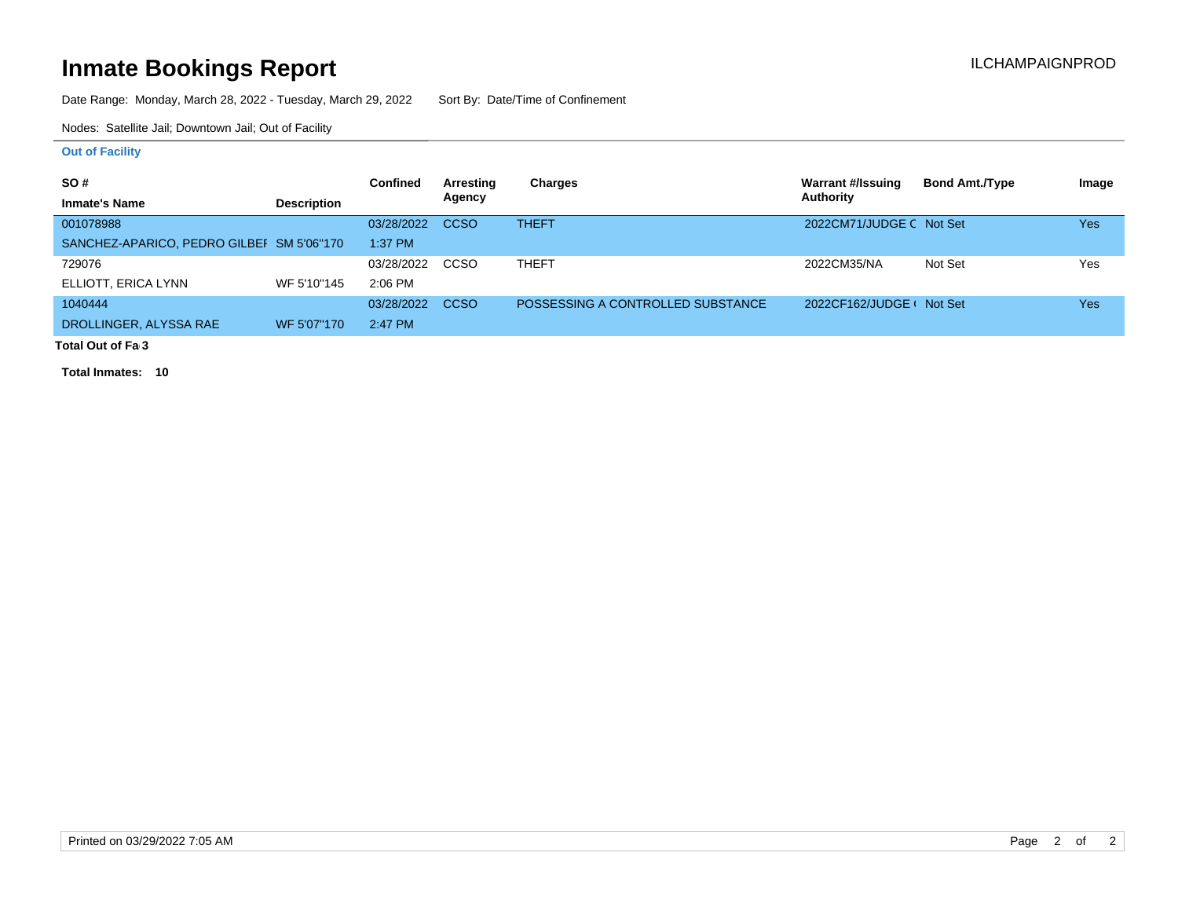# Inmate Bookings Report

ILCHAMPAIGNPROD

Date Range: Monday, March 28, 2022 - Tuesday, March 29, 2022 Sort By: Date/Time of Confinement

Nodes: Satellite Jail; Downtown Jail; Out of Facility

### Out of Facility

| SO # / Inmate's Name | Description | Confined | Arresting Agency | Charges | Warrant #/Issuing Authority | Bond Amt./Type | Image |
|---|---|---|---|---|---|---|---|
| 001078988<br>SANCHEZ-APARICO, PEDRO GILBEI | SM 5'06"170 | 03/28/2022<br>1:37 PM | CCSO | THEFT | 2022CM71/JUDGE C | Not Set | Yes |
| 729076<br>ELLIOTT, ERICA LYNN | WF 5'10"145 | 03/28/2022<br>2:06 PM | CCSO | THEFT | 2022CM35/NA | Not Set | Yes |
| 1040444<br>DROLLINGER, ALYSSA RAE | WF 5'07"170 | 03/28/2022<br>2:47 PM | CCSO | POSSESSING A CONTROLLED SUBSTANCE | 2022CF162/JUDGE ( | Not Set | Yes |

**Total Out of Fa 3**

**Total Inmates: 10**

Printed on 03/29/2022 7:05 AM